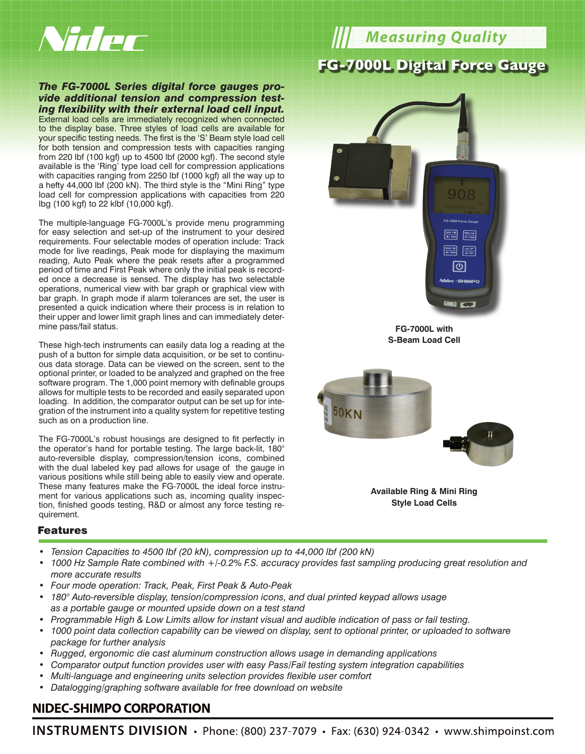Nidec

Measuring Quality

# FG-7000L Digital Force Gauge

***The FG-7000L Series digital force gauges provide additional tension and compression testing flexibility with their external load cell input.*** External load cells are immediately recognized when connected to the display base. Three styles of load cells are available for your specific testing needs. The first is the 'S' Beam style load cell for both tension and compression tests with capacities ranging from 220 lbf (100 kgf) up to 4500 lbf (2000 kgf). The second style available is the 'Ring' type load cell for compression applications with capacities ranging from 2250 lbf (1000 kgf) all the way up to a hefty 44,000 lbf (200 kN). The third style is the "Mini Ring" type load cell for compression applications with capacities from 220 lbg (100 kgf) to 22 klbf (10,000 kgf).

The multiple-language FG-7000L's provide menu programming for easy selection and set-up of the instrument to your desired requirements. Four selectable modes of operation include: Track mode for live readings, Peak mode for displaying the maximum reading, Auto Peak where the peak resets after a programmed period of time and First Peak where only the initial peak is recorded once a decrease is sensed. The display has two selectable operations, numerical view with bar graph or graphical view with bar graph. In graph mode if alarm tolerances are set, the user is presented a quick indication where their process is in relation to their upper and lower limit graph lines and can immediately determine pass/fail status.

These high-tech instruments can easily data log a reading at the push of a button for simple data acquisition, or be set to continuous data storage. Data can be viewed on the screen, sent to the optional printer, or loaded to be analyzed and graphed on the free software program. The 1,000 point memory with definable groups allows for multiple tests to be recorded and easily separated upon loading. In addition, the comparator output can be set up for integration of the instrument into a quality system for repetitive testing such as on a production line.

The FG-7000L's robust housings are designed to fit perfectly in the operator's hand for portable testing. The large back-lit, 180° auto-reversible display, compression/tension icons, combined with the dual labeled key pad allows for usage of the gauge in various positions while still being able to easily view and operate. These many features make the FG-7000L the ideal force instrument for various applications such as, incoming quality inspection, finished goods testing, R&D or almost any force testing requirement.

**FG-7000L with S-Beam Load Cell**

**Available Ring & Mini Ring Style Load Cells**

## Features

- *Tension Capacities to 4500 lbf (20 kN), compression up to 44,000 lbf (200 kN)*
- *1000 Hz Sample Rate combined with +/-0.2% F.S. accuracy provides fast sampling producing great resolution and more accurate results*
- *Four mode operation: Track, Peak, First Peak & Auto-Peak*
- *180° Auto-reversible display, tension/compression icons, and dual printed keypad allows usage as a portable gauge or mounted upside down on a test stand*
- *Programmable High & Low Limits allow for instant visual and audible indication of pass or fail testing.*
- *1000 point data collection capability can be viewed on display, sent to optional printer, or uploaded to software package for further analysis*
- *Rugged, ergonomic die cast aluminum construction allows usage in demanding applications*
- *Comparator output function provides user with easy Pass/Fail testing system integration capabilities*
- *Multi-language and engineering units selection provides flexible user comfort*
- *Datalogging/graphing software available for free download on website*

**NIDEC-SHIMPO CORPORATION**

INSTRUMENTS DIVISION • Phone: (800) 237-7079 • Fax: (630) 924-0342 • www.shimpoinst.com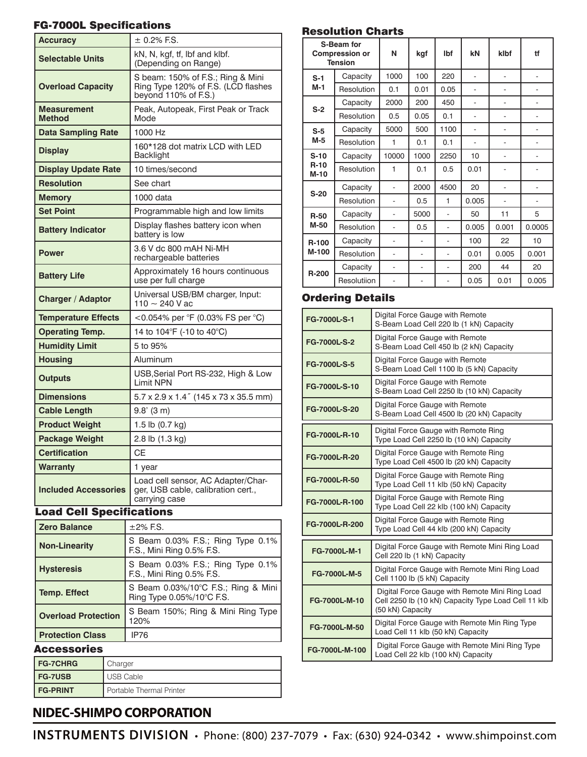## FG-7000L Specifications

| | |
|---|---|
| **Accuracy** | ± 0.2% F.S. |
| **Selectable Units** | kN, N, kgf, tf, lbf and klbf. (Depending on Range) |
| **Overload Capacity** | S beam: 150% of F.S.; Ring & Mini Ring Type 120% of F.S. (LCD flashes beyond 110% of F.S.) |
| **Measurement Method** | Peak, Autopeak, First Peak or Track Mode |
| **Data Sampling Rate** | 1000 Hz |
| **Display** | 160*128 dot matrix LCD with LED Backlight |
| **Display Update Rate** | 10 times/second |
| **Resolution** | See chart |
| **Memory** | 1000 data |
| **Set Point** | Programmable high and low limits |
| **Battery Indicator** | Display flashes battery icon when battery is low |
| **Power** | 3.6 V dc 800 mAH Ni-MH rechargeable batteries |
| **Battery Life** | Approximately 16 hours continuous use per full charge |
| **Charger / Adaptor** | Universal USB/BM charger, Input: 110 ~ 240 V ac |
| **Temperature Effects** | <0.054% per °F (0.03% FS per °C) |
| **Operating Temp.** | 14 to 104°F (-10 to 40°C) |
| **Humidity Limit** | 5 to 95% |
| **Housing** | Aluminum |
| **Outputs** | USB,Serial Port RS-232, High & Low Limit NPN |
| **Dimensions** | 5.7 x 2.9 x 1.4˝ (145 x 73 x 35.5 mm) |
| **Cable Length** | 9.8' (3 m) |
| **Product Weight** | 1.5 lb (0.7 kg) |
| **Package Weight** | 2.8 lb (1.3 kg) |
| **Certification** | CE |
| **Warranty** | 1 year |
| **Included Accessories** | Load cell sensor, AC Adapter/Charger, USB cable, calibration cert., carrying case |

## Load Cell Specifications

| | |
|---|---|
| **Zero Balance** | ±2% F.S. |
| **Non-Linearity** | S Beam 0.03% F.S.; Ring Type 0.1% F.S., Mini Ring 0.5% F.S. |
| **Hysteresis** | S Beam 0.03% F.S.; Ring Type 0.1% F.S., Mini Ring 0.5% F.S. |
| **Temp. Effect** | S Beam 0.03%/10°C F.S.; Ring & Mini Ring Type 0.05%/10°C F.S. |
| **Overload Protection** | S Beam 150%; Ring & Mini Ring Type 120% |
| **Protection Class** | IP76 |

## Accessories

| | |
|---|---|
| **FG-7CHRG** | Charger |
| **FG-7USB** | USB Cable |
| **FG-PRINT** | Portable Thermal Printer |

## Resolution Charts

| S-Beam for Compression or Tension | | N | kgf | lbf | kN | klbf | tf |
|---|---|---|---|---|---|---|---|
| **S-1 M-1** | Capacity | 1000 | 100 | 220 | - | - | - |
| | Resolution | 0.1 | 0.01 | 0.05 | - | - | - |
| **S-2** | Capacity | 2000 | 200 | 450 | - | - | - |
| | Resolution | 0.5 | 0.05 | 0.1 | - | - | - |
| **S-5 M-5** | Capacity | 5000 | 500 | 1100 | - | - | - |
| | Resolution | 1 | 0.1 | 0.1 | - | - | - |
| **S-10 R-10 M-10** | Capacity | 10000 | 1000 | 2250 | 10 | - | - |
| | Resolution | 1 | 0.1 | 0.5 | 0.01 | - | - |
| **S-20** | Capacity | - | 2000 | 4500 | 20 | - | - |
| | Resolution | - | 0.5 | 1 | 0.005 | - | - |
| **R-50 M-50** | Capacity | - | 5000 | - | 50 | 11 | 5 |
| | Resolution | - | 0.5 | - | 0.005 | 0.001 | 0.0005 |
| **R-100 M-100** | Capacity | - | - | - | 100 | 22 | 10 |
| | Resolution | - | - | - | 0.01 | 0.005 | 0.001 |
| **R-200** | Capacity | - | - | - | 200 | 44 | 20 |
| | Resolutiion | - | - | - | 0.05 | 0.01 | 0.005 |

## Ordering Details

| | |
|---|---|
| **FG-7000L-S-1** | Digital Force Gauge with Remote S-Beam Load Cell 220 lb (1 kN) Capacity |
| **FG-7000L-S-2** | Digital Force Gauge with Remote S-Beam Load Cell 450 lb (2 kN) Capacity |
| **FG-7000L-S-5** | Digital Force Gauge with Remote S-Beam Load Cell 1100 lb (5 kN) Capacity |
| **FG-7000L-S-10** | Digital Force Gauge with Remote S-Beam Load Cell 2250 lb (10 kN) Capacity |
| **FG-7000L-S-20** | Digital Force Gauge with Remote S-Beam Load Cell 4500 lb (20 kN) Capacity |
| **FG-7000L-R-10** | Digital Force Gauge with Remote Ring Type Load Cell 2250 lb (10 kN) Capacity |
| **FG-7000L-R-20** | Digital Force Gauge with Remote Ring Type Load Cell 4500 lb (20 kN) Capacity |
| **FG-7000L-R-50** | Digital Force Gauge with Remote Ring Type Load Cell 11 klb (50 kN) Capacity |
| **FG-7000L-R-100** | Digital Force Gauge with Remote Ring Type Load Cell 22 klb (100 kN) Capacity |
| **FG-7000L-R-200** | Digital Force Gauge with Remote Ring Type Load Cell 44 klb (200 kN) Capacity |
| **FG-7000L-M-1** | Digital Force Gauge with Remote Mini Ring Load Cell 220 lb (1 kN) Capacity |
| **FG-7000L-M-5** | Digital Force Gauge with Remote Mini Ring Load Cell 1100 lb (5 kN) Capacity |
| **FG-7000L-M-10** | Digital Force Gauge with Remote Mini Ring Load Cell 2250 lb (10 kN) Capacity Type Load Cell 11 klb (50 kN) Capacity |
| **FG-7000L-M-50** | Digital Force Gauge with Remote Min Ring Type Load Cell 11 klb (50 kN) Capacity |
| **FG-7000L-M-100** | Digital Force Gauge with Remote Mini Ring Type Load Cell 22 klb (100 kN) Capacity |

**NIDEC-SHIMPO CORPORATION**

INSTRUMENTS DIVISION • Phone: (800) 237-7079 • Fax: (630) 924-0342 • www.shimpoinst.com